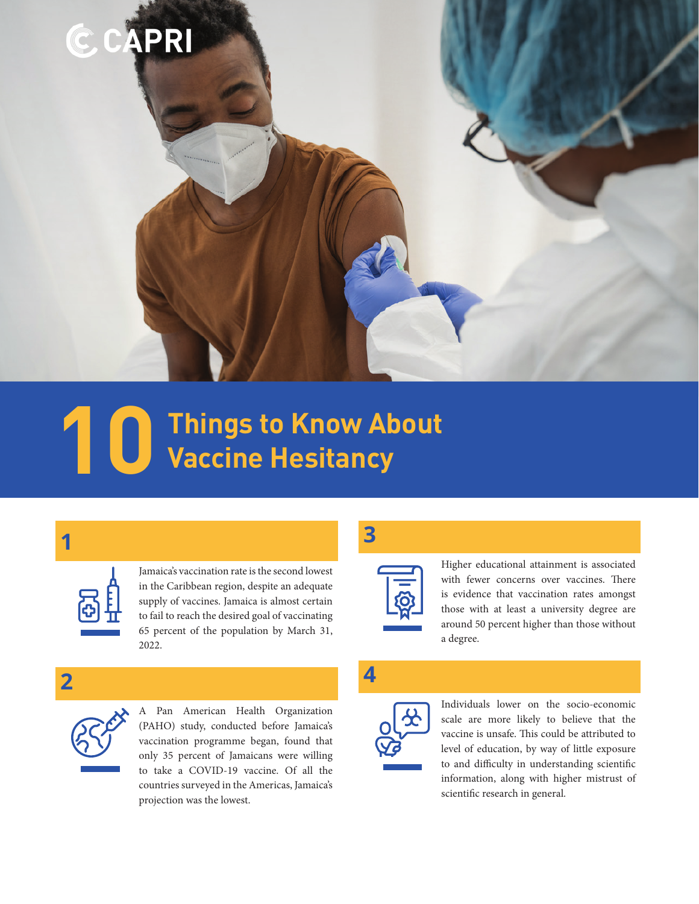CAPRI

# 10 Things to Know About Vaccine Hesitancy

## 1

Jamaica's vaccination rate is the second lowest in the Caribbean region, despite an adequate supply of vaccines. Jamaica is almost certain to fail to reach the desired goal of vaccinating 65 percent of the population by March 31, 2022.

## 2

A Pan American Health Organization (PAHO) study, conducted before Jamaica's vaccination programme began, found that only 35 percent of Jamaicans were willing to take a COVID-19 vaccine. Of all the countries surveyed in the Americas, Jamaica's projection was the lowest.

## 3

Higher educational attainment is associated with fewer concerns over vaccines. There is evidence that vaccination rates amongst those with at least a university degree are around 50 percent higher than those without a degree.

## 4

Individuals lower on the socio-economic scale are more likely to believe that the vaccine is unsafe. This could be attributed to level of education, by way of little exposure to and difficulty in understanding scientific information, along with higher mistrust of scientific research in general.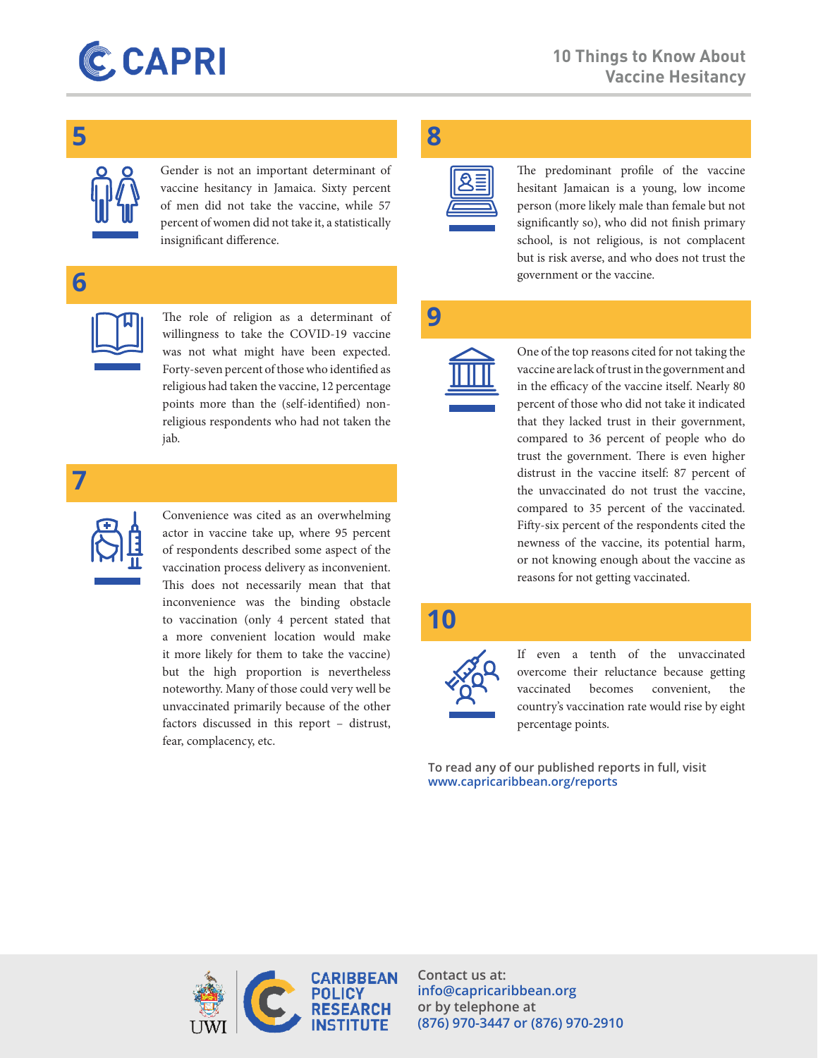## 5

Gender is not an important determinant of vaccine hesitancy in Jamaica. Sixty percent of men did not take the vaccine, while 57 percent of women did not take it, a statistically insignificant difference.

## 6

The role of religion as a determinant of willingness to take the COVID-19 vaccine was not what might have been expected. Forty-seven percent of those who identified as religious had taken the vaccine, 12 percentage points more than the (self-identified) non-religious respondents who had not taken the jab.

## 7

Convenience was cited as an overwhelming actor in vaccine take up, where 95 percent of respondents described some aspect of the vaccination process delivery as inconvenient. This does not necessarily mean that that inconvenience was the binding obstacle to vaccination (only 4 percent stated that a more convenient location would make it more likely for them to take the vaccine) but the high proportion is nevertheless noteworthy. Many of those could very well be unvaccinated primarily because of the other factors discussed in this report – distrust, fear, complacency, etc.

## 8

The predominant profile of the vaccine hesitant Jamaican is a young, low income person (more likely male than female but not significantly so), who did not finish primary school, is not religious, is not complacent but is risk averse, and who does not trust the government or the vaccine.

## 9

One of the top reasons cited for not taking the vaccine are lack of trust in the government and in the efficacy of the vaccine itself. Nearly 80 percent of those who did not take it indicated that they lacked trust in their government, compared to 36 percent of people who do trust the government. There is even higher distrust in the vaccine itself: 87 percent of the unvaccinated do not trust the vaccine, compared to 35 percent of the vaccinated. Fifty-six percent of the respondents cited the newness of the vaccine, its potential harm, or not knowing enough about the vaccine as reasons for not getting vaccinated.

## 10

If even a tenth of the unvaccinated overcome their reluctance because getting vaccinated becomes convenient, the country's vaccination rate would rise by eight percentage points.

To read any of our published reports in full, visit **www.capricaribbean.org/reports**

Contact us at:
**info@capricaribbean.org**
or by telephone at
**(876) 970-3447 or (876) 970-2910**